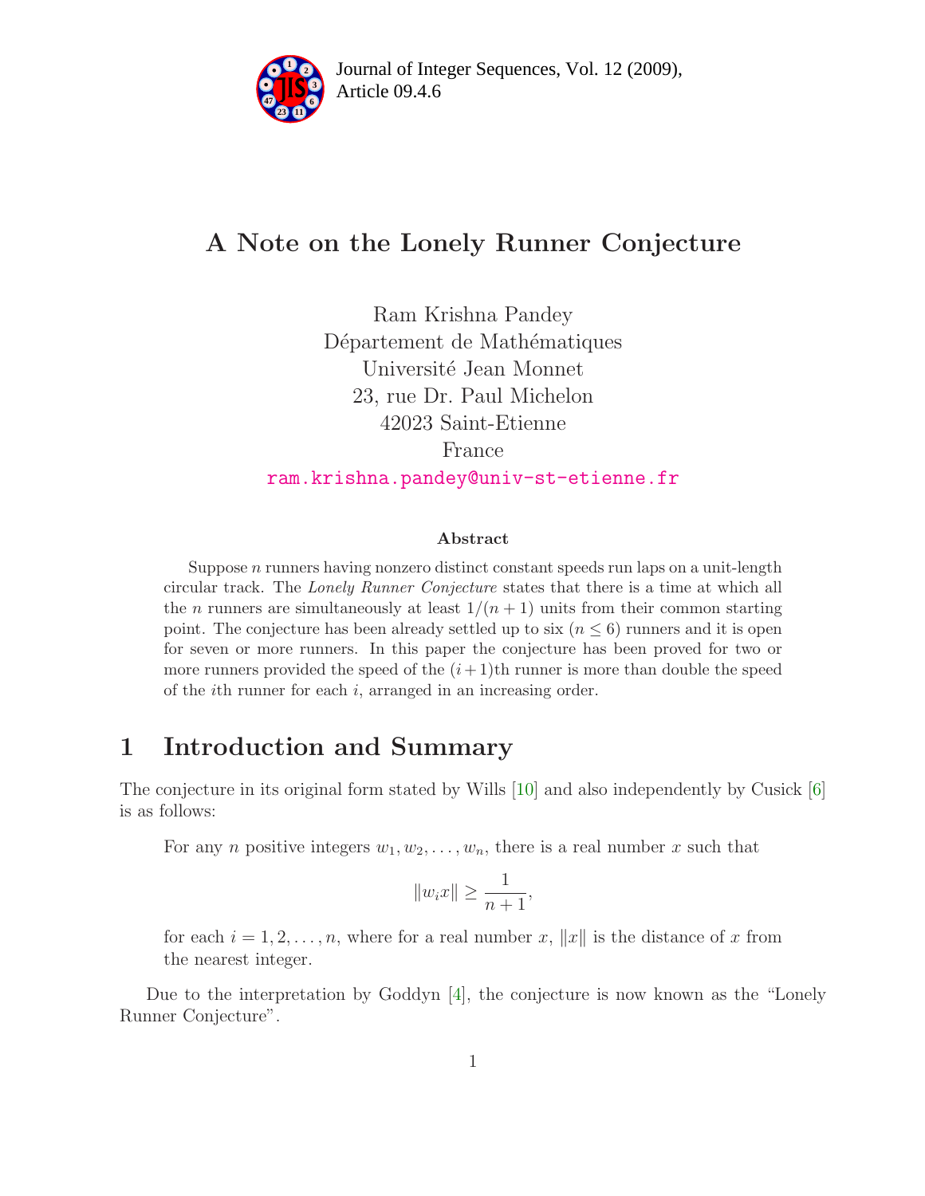# A Note on the Lonely Runner Conjecture

Ram Krishna Pandey
Département de Mathématiques
Université Jean Monnet
23, rue Dr. Paul Michelon
42023 Saint-Etienne
France
ram.krishna.pandey@univ-st-etienne.fr

### Abstract

Suppose $n$ runners having nonzero distinct constant speeds run laps on a unit-length circular track. The *Lonely Runner Conjecture* states that there is a time at which all the $n$ runners are simultaneously at least $1/(n+1)$ units from their common starting point. The conjecture has been already settled up to six ($n \leq 6$) runners and it is open for seven or more runners. In this paper the conjecture has been proved for two or more runners provided the speed of the $(i+1)$th runner is more than double the speed of the $i$th runner for each $i$, arranged in an increasing order.

## 1 Introduction and Summary

The conjecture in its original form stated by Wills [10] and also independently by Cusick [6] is as follows:

For any $n$ positive integers $w_1, w_2, \ldots, w_n$, there is a real number $x$ such that

$$\|w_i x\| \geq \frac{1}{n+1},$$

for each $i = 1, 2, \ldots, n$, where for a real number $x$, $\|x\|$ is the distance of $x$ from the nearest integer.

Due to the interpretation by Goddyn [4], the conjecture is now known as the "Lonely Runner Conjecture".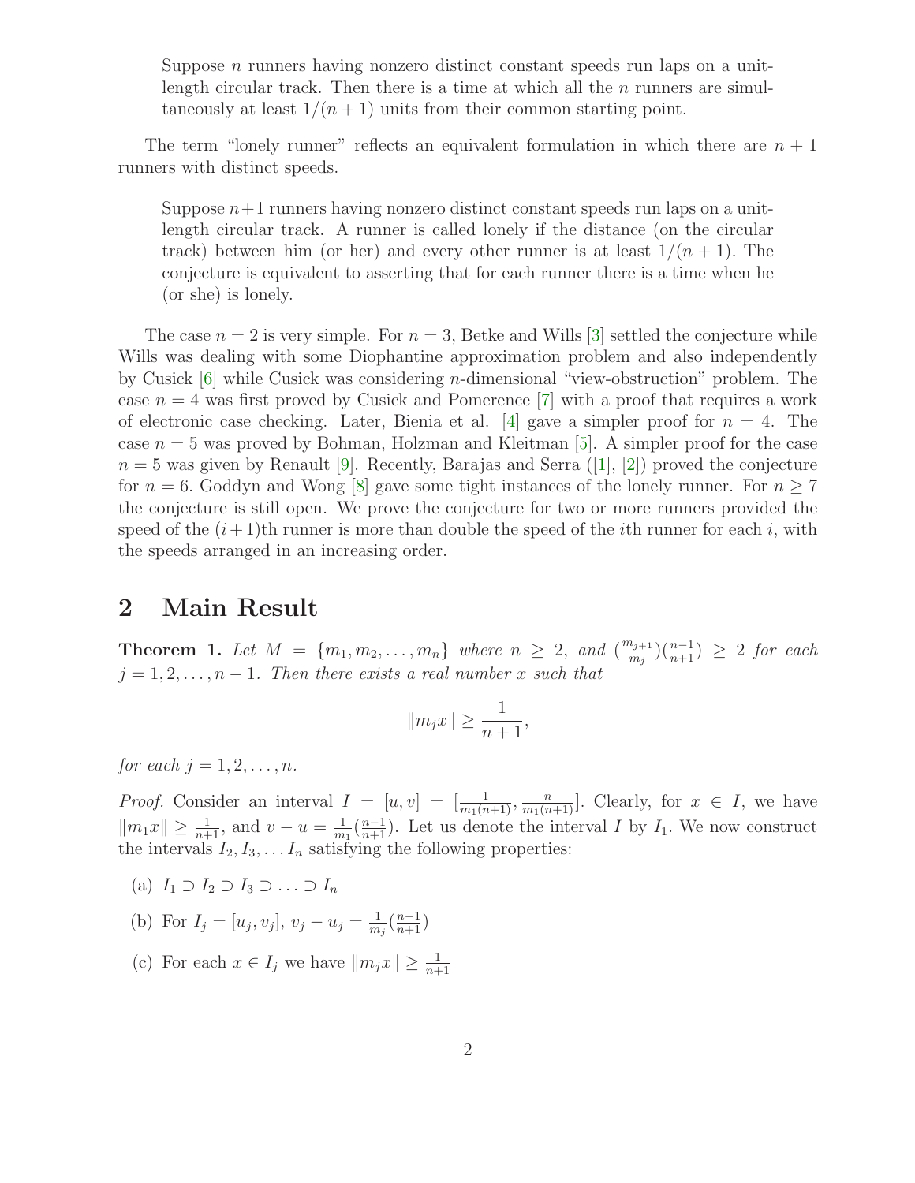> Suppose $n$ runners having nonzero distinct constant speeds run laps on a unit-length circular track. Then there is a time at which all the $n$ runners are simultaneously at least $1/(n+1)$ units from their common starting point.

The term "lonely runner" reflects an equivalent formulation in which there are $n+1$ runners with distinct speeds.

> Suppose $n+1$ runners having nonzero distinct constant speeds run laps on a unit-length circular track. A runner is called lonely if the distance (on the circular track) between him (or her) and every other runner is at least $1/(n+1)$. The conjecture is equivalent to asserting that for each runner there is a time when he (or she) is lonely.

The case $n = 2$ is very simple. For $n = 3$, Betke and Wills [3] settled the conjecture while Wills was dealing with some Diophantine approximation problem and also independently by Cusick [6] while Cusick was considering $n$-dimensional "view-obstruction" problem. The case $n = 4$ was first proved by Cusick and Pomerence [7] with a proof that requires a work of electronic case checking. Later, Bienia et al. [4] gave a simpler proof for $n = 4$. The case $n = 5$ was proved by Bohman, Holzman and Kleitman [5]. A simpler proof for the case $n = 5$ was given by Renault [9]. Recently, Barajas and Serra ([1], [2]) proved the conjecture for $n = 6$. Goddyn and Wong [8] gave some tight instances of the lonely runner. For $n \geq 7$ the conjecture is still open. We prove the conjecture for two or more runners provided the speed of the $(i+1)$th runner is more than double the speed of the $i$th runner for each $i$, with the speeds arranged in an increasing order.

## 2 Main Result

**Theorem 1.** *Let $M = \{m_1, m_2, \ldots, m_n\}$ where $n \geq 2$, and $(\frac{m_{j+1}}{m_j})(\frac{n-1}{n+1}) \geq 2$ for each $j = 1, 2, \ldots, n-1$. Then there exists a real number $x$ such that*

$$\|m_j x\| \geq \frac{1}{n+1},$$

*for each $j = 1, 2, \ldots, n$.*

*Proof.* Consider an interval $I = [u, v] = [\frac{1}{m_1(n+1)}, \frac{n}{m_1(n+1)}]$. Clearly, for $x \in I$, we have $\|m_1 x\| \geq \frac{1}{n+1}$, and $v - u = \frac{1}{m_1}(\frac{n-1}{n+1})$. Let us denote the interval $I$ by $I_1$. We now construct the intervals $I_2, I_3, \ldots I_n$ satisfying the following properties:

(a) $I_1 \supset I_2 \supset I_3 \supset \ldots \supset I_n$

(b) For $I_j = [u_j, v_j]$, $v_j - u_j = \frac{1}{m_j}(\frac{n-1}{n+1})$

(c) For each $x \in I_j$ we have $\|m_j x\| \geq \frac{1}{n+1}$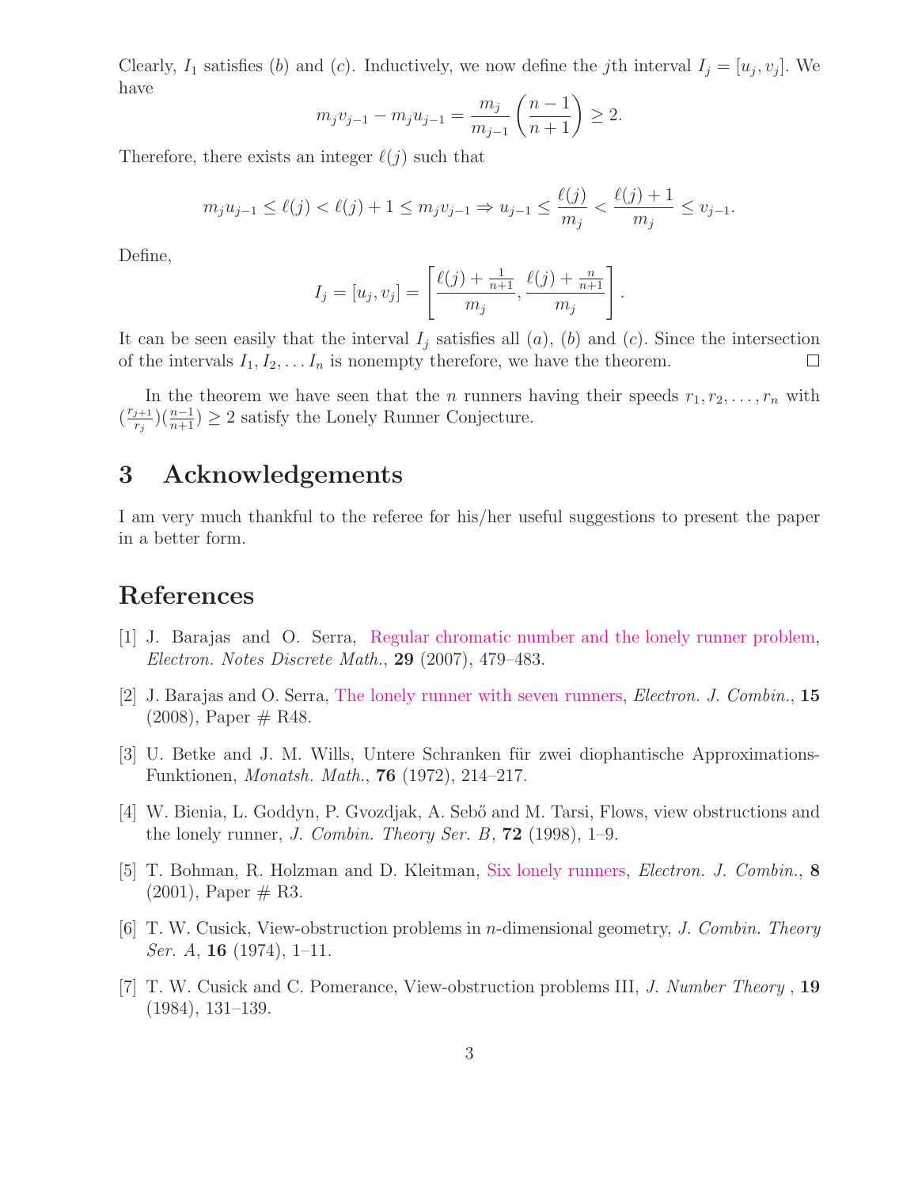Clearly, $I_1$ satisfies $(b)$ and $(c)$. Inductively, we now define the $j$th interval $I_j = [u_j, v_j]$. We have

$$m_j v_{j-1} - m_j u_{j-1} = \frac{m_j}{m_{j-1}} \left( \frac{n-1}{n+1} \right) \geq 2.$$

Therefore, there exists an integer $\ell(j)$ such that

$$m_j u_{j-1} \leq \ell(j) < \ell(j) + 1 \leq m_j v_{j-1} \Rightarrow u_{j-1} \leq \frac{\ell(j)}{m_j} < \frac{\ell(j)+1}{m_j} \leq v_{j-1}.$$

Define,

$$I_j = [u_j, v_j] = \left[ \frac{\ell(j) + \frac{1}{n+1}}{m_j}, \frac{\ell(j) + \frac{n}{n+1}}{m_j} \right].$$

It can be seen easily that the interval $I_j$ satisfies all $(a)$, $(b)$ and $(c)$. Since the intersection of the intervals $I_1, I_2, \ldots I_n$ is nonempty therefore, we have the theorem. □

In the theorem we have seen that the $n$ runners having their speeds $r_1, r_2, \ldots, r_n$ with $(\frac{r_{j+1}}{r_j})(\frac{n-1}{n+1}) \geq 2$ satisfy the Lonely Runner Conjecture.

## 3 Acknowledgements

I am very much thankful to the referee for his/her useful suggestions to present the paper in a better form.

## References

[1] J. Barajas and O. Serra, Regular chromatic number and the lonely runner problem, *Electron. Notes Discrete Math.*, **29** (2007), 479–483.

[2] J. Barajas and O. Serra, The lonely runner with seven runners, *Electron. J. Combin.*, **15** (2008), Paper # R48.

[3] U. Betke and J. M. Wills, Untere Schranken für zwei diophantische Approximations-Funktionen, *Monatsh. Math.*, **76** (1972), 214–217.

[4] W. Bienia, L. Goddyn, P. Gvozdjak, A. Sebő and M. Tarsi, Flows, view obstructions and the lonely runner, *J. Combin. Theory Ser. B*, **72** (1998), 1–9.

[5] T. Bohman, R. Holzman and D. Kleitman, Six lonely runners, *Electron. J. Combin.*, **8** (2001), Paper # R3.

[6] T. W. Cusick, View-obstruction problems in $n$-dimensional geometry, *J. Combin. Theory Ser. A*, **16** (1974), 1–11.

[7] T. W. Cusick and C. Pomerance, View-obstruction problems III, *J. Number Theory* , **19** (1984), 131–139.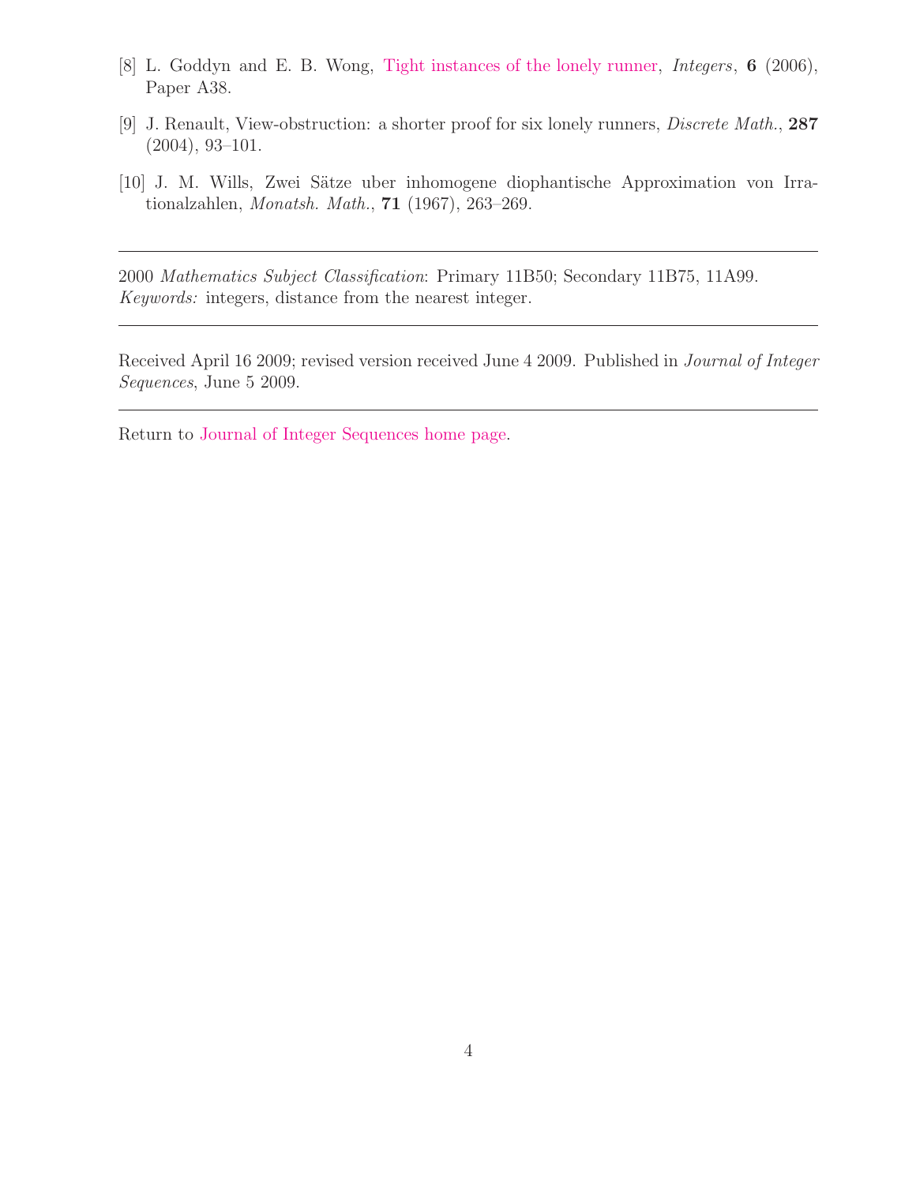[8] L. Goddyn and E. B. Wong, Tight instances of the lonely runner, *Integers*, **6** (2006), Paper A38.

[9] J. Renault, View-obstruction: a shorter proof for six lonely runners, *Discrete Math.*, **287** (2004), 93–101.

[10] J. M. Wills, Zwei Sätze uber inhomogene diophantische Approximation von Irrationalzahlen, *Monatsh. Math.*, **71** (1967), 263–269.

---

2000 *Mathematics Subject Classification*: Primary 11B50; Secondary 11B75, 11A99.
*Keywords:* integers, distance from the nearest integer.

---

Received April 16 2009; revised version received June 4 2009. Published in *Journal of Integer Sequences*, June 5 2009.

---

Return to Journal of Integer Sequences home page.